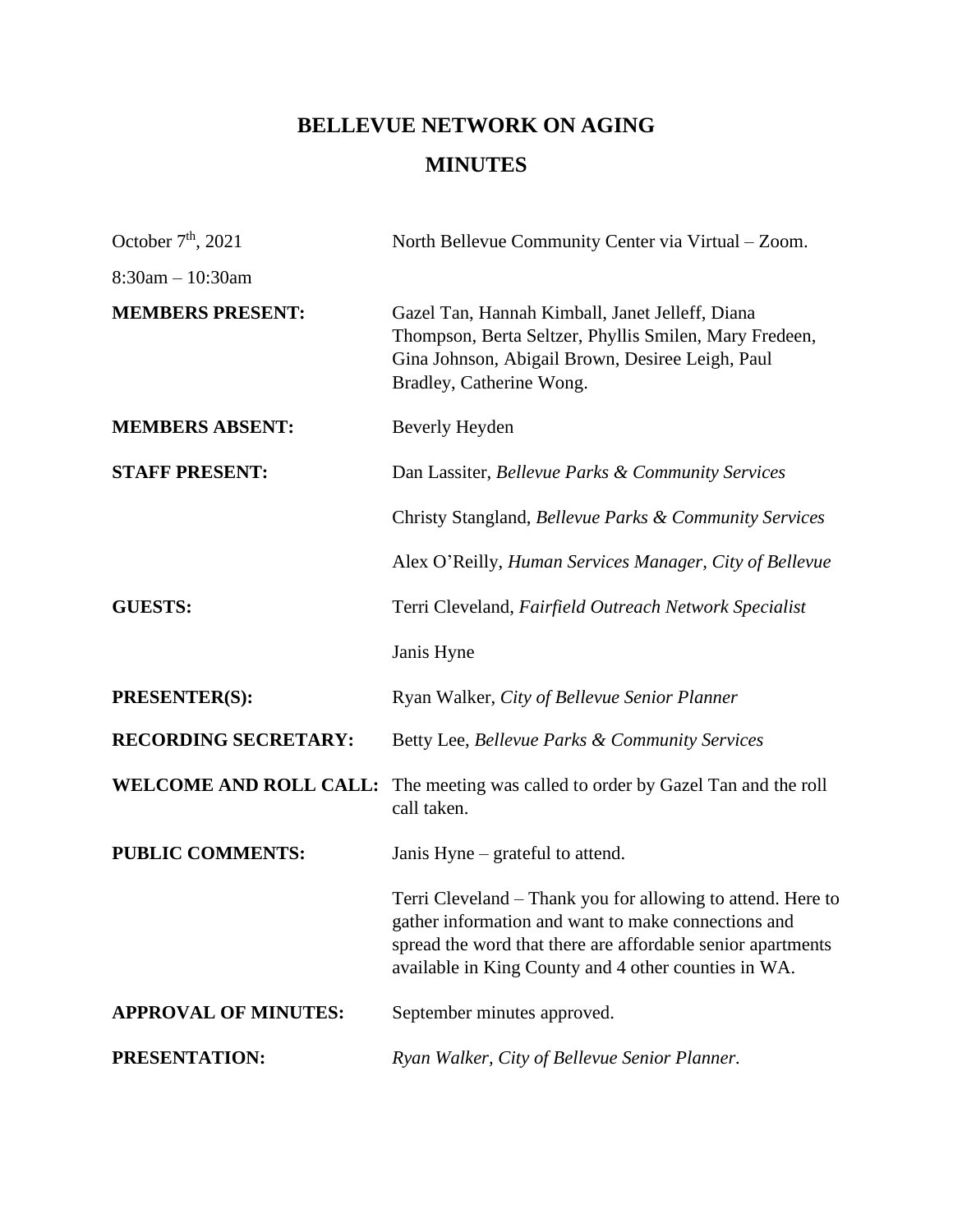# BELLEVUE NETWORK ON AGING

## MINUTES

October 7th, 2021 — North Bellevue Community Center via Virtual – Zoom.

8:30am – 10:30am

**MEMBERS PRESENT:** Gazel Tan, Hannah Kimball, Janet Jelleff, Diana Thompson, Berta Seltzer, Phyllis Smilen, Mary Fredeen, Gina Johnson, Abigail Brown, Desiree Leigh, Paul Bradley, Catherine Wong.

**MEMBERS ABSENT:** Beverly Heyden

**STAFF PRESENT:** Dan Lassiter, *Bellevue Parks & Community Services*

Christy Stangland, *Bellevue Parks & Community Services*

Alex O'Reilly, *Human Services Manager, City of Bellevue*

**GUESTS:** Terri Cleveland, *Fairfield Outreach Network Specialist*

Janis Hyne

**PRESENTER(S):** Ryan Walker, *City of Bellevue Senior Planner*

**RECORDING SECRETARY:** Betty Lee, *Bellevue Parks & Community Services*

**WELCOME AND ROLL CALL:** The meeting was called to order by Gazel Tan and the roll call taken.

**PUBLIC COMMENTS:** Janis Hyne – grateful to attend.

Terri Cleveland – Thank you for allowing to attend. Here to gather information and want to make connections and spread the word that there are affordable senior apartments available in King County and 4 other counties in WA.

**APPROVAL OF MINUTES:** September minutes approved.

**PRESENTATION:** *Ryan Walker, City of Bellevue Senior Planner.*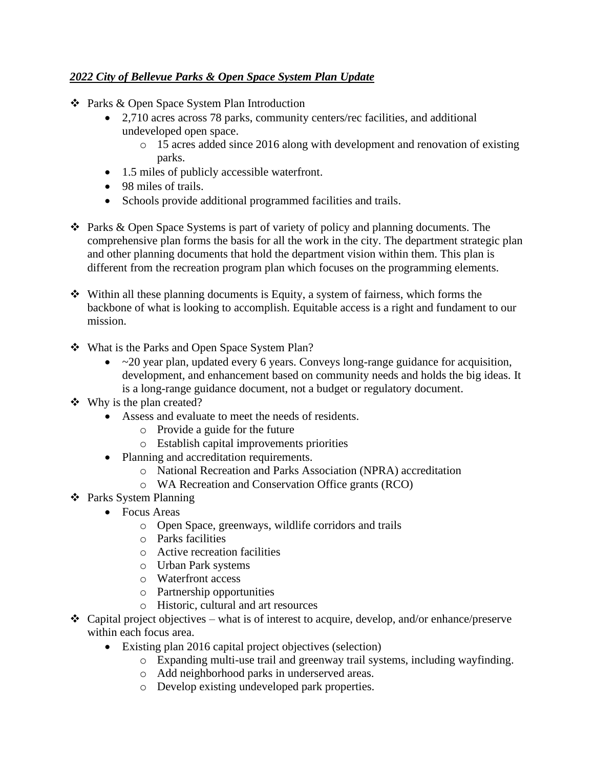***2022 City of Bellevue Parks & Open Space System Plan Update***

- Parks & Open Space System Plan Introduction
  - 2,710 acres across 78 parks, community centers/rec facilities, and additional undeveloped open space.
    - 15 acres added since 2016 along with development and renovation of existing parks.
  - 1.5 miles of publicly accessible waterfront.
  - 98 miles of trails.
  - Schools provide additional programmed facilities and trails.

- Parks & Open Space Systems is part of variety of policy and planning documents. The comprehensive plan forms the basis for all the work in the city. The department strategic plan and other planning documents that hold the department vision within them. This plan is different from the recreation program plan which focuses on the programming elements.

- Within all these planning documents is Equity, a system of fairness, which forms the backbone of what is looking to accomplish. Equitable access is a right and fundament to our mission.

- What is the Parks and Open Space System Plan?
  - ~20 year plan, updated every 6 years. Conveys long-range guidance for acquisition, development, and enhancement based on community needs and holds the big ideas. It is a long-range guidance document, not a budget or regulatory document.
- Why is the plan created?
  - Assess and evaluate to meet the needs of residents.
    - Provide a guide for the future
    - Establish capital improvements priorities
  - Planning and accreditation requirements.
    - National Recreation and Parks Association (NPRA) accreditation
    - WA Recreation and Conservation Office grants (RCO)
- Parks System Planning
  - Focus Areas
    - Open Space, greenways, wildlife corridors and trails
    - Parks facilities
    - Active recreation facilities
    - Urban Park systems
    - Waterfront access
    - Partnership opportunities
    - Historic, cultural and art resources
- Capital project objectives – what is of interest to acquire, develop, and/or enhance/preserve within each focus area.
  - Existing plan 2016 capital project objectives (selection)
    - Expanding multi-use trail and greenway trail systems, including wayfinding.
    - Add neighborhood parks in underserved areas.
    - Develop existing undeveloped park properties.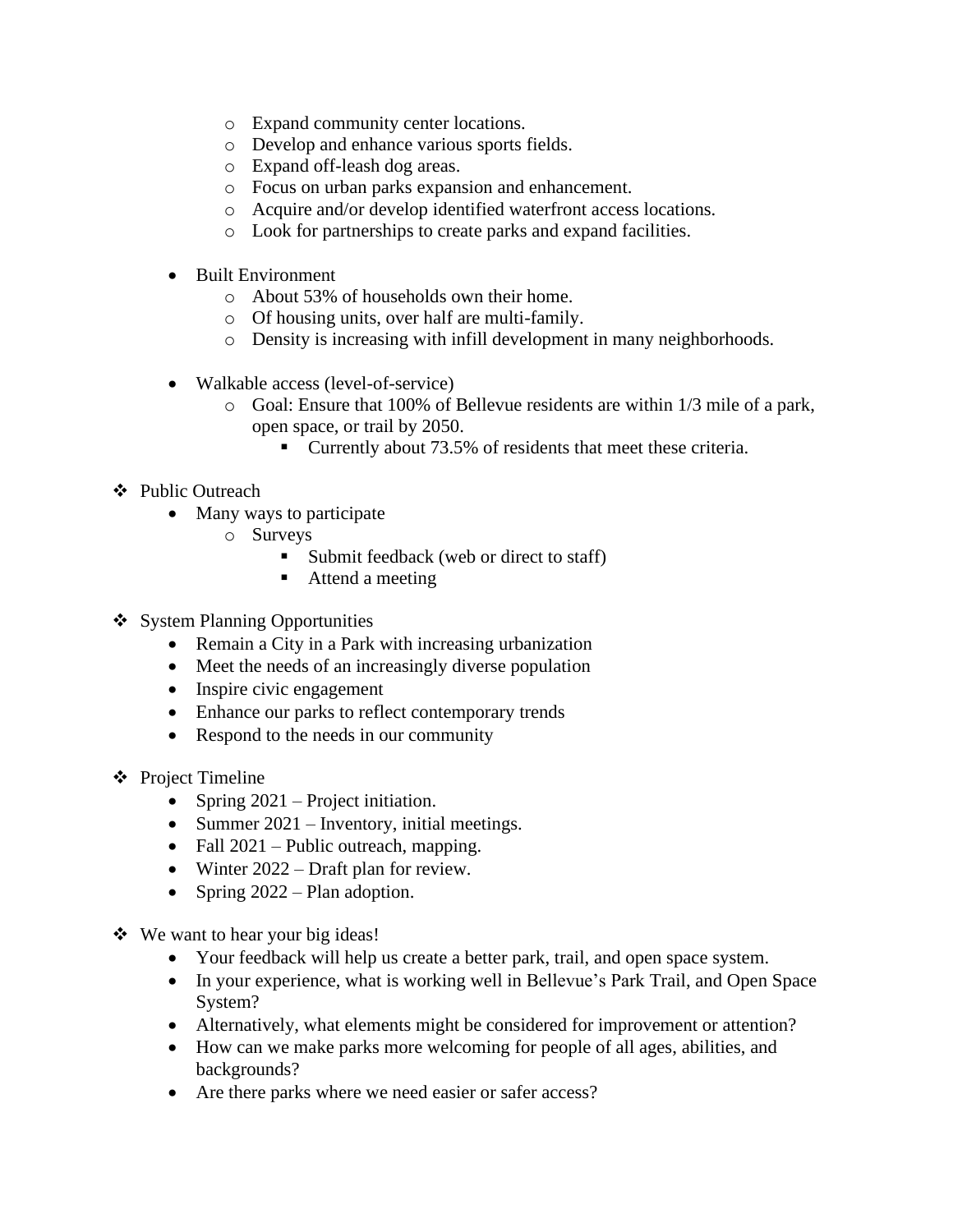- Expand community center locations.
    - Develop and enhance various sports fields.
    - Expand off-leash dog areas.
    - Focus on urban parks expansion and enhancement.
    - Acquire and/or develop identified waterfront access locations.
    - Look for partnerships to create parks and expand facilities.

  - Built Environment
    - About 53% of households own their home.
    - Of housing units, over half are multi-family.
    - Density is increasing with infill development in many neighborhoods.

  - Walkable access (level-of-service)
    - Goal: Ensure that 100% of Bellevue residents are within 1/3 mile of a park, open space, or trail by 2050.
      - Currently about 73.5% of residents that meet these criteria.

- Public Outreach
  - Many ways to participate
    - Surveys
      - Submit feedback (web or direct to staff)
      - Attend a meeting

- System Planning Opportunities
  - Remain a City in a Park with increasing urbanization
  - Meet the needs of an increasingly diverse population
  - Inspire civic engagement
  - Enhance our parks to reflect contemporary trends
  - Respond to the needs in our community

- Project Timeline
  - Spring 2021 – Project initiation.
  - Summer 2021 – Inventory, initial meetings.
  - Fall 2021 – Public outreach, mapping.
  - Winter 2022 – Draft plan for review.
  - Spring 2022 – Plan adoption.

- We want to hear your big ideas!
  - Your feedback will help us create a better park, trail, and open space system.
  - In your experience, what is working well in Bellevue's Park Trail, and Open Space System?
  - Alternatively, what elements might be considered for improvement or attention?
  - How can we make parks more welcoming for people of all ages, abilities, and backgrounds?
  - Are there parks where we need easier or safer access?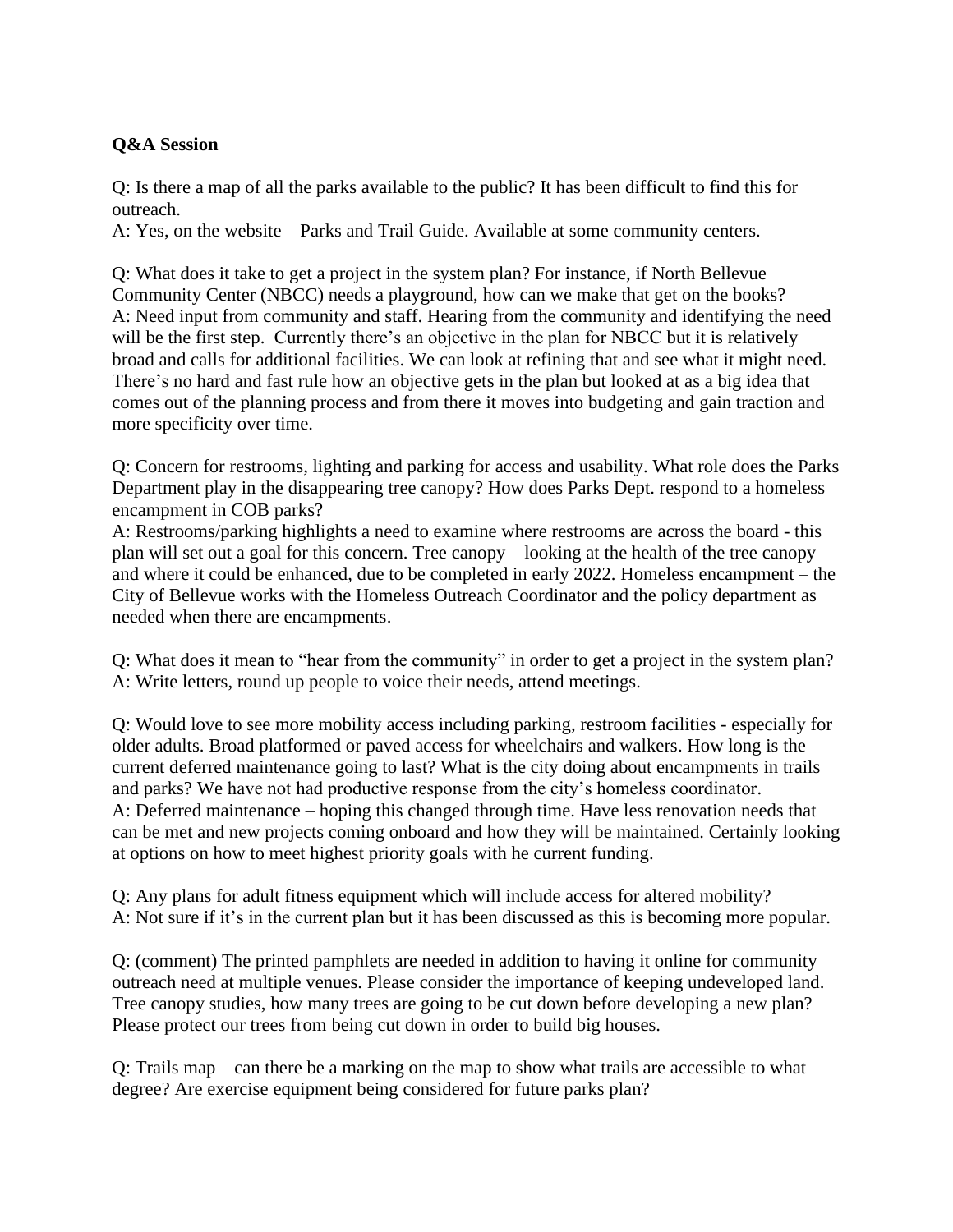**Q&A Session**

Q: Is there a map of all the parks available to the public? It has been difficult to find this for outreach.
A: Yes, on the website – Parks and Trail Guide. Available at some community centers.

Q: What does it take to get a project in the system plan? For instance, if North Bellevue Community Center (NBCC) needs a playground, how can we make that get on the books?
A: Need input from community and staff. Hearing from the community and identifying the need will be the first step. Currently there's an objective in the plan for NBCC but it is relatively broad and calls for additional facilities. We can look at refining that and see what it might need. There's no hard and fast rule how an objective gets in the plan but looked at as a big idea that comes out of the planning process and from there it moves into budgeting and gain traction and more specificity over time.

Q: Concern for restrooms, lighting and parking for access and usability. What role does the Parks Department play in the disappearing tree canopy? How does Parks Dept. respond to a homeless encampment in COB parks?
A: Restrooms/parking highlights a need to examine where restrooms are across the board - this plan will set out a goal for this concern. Tree canopy – looking at the health of the tree canopy and where it could be enhanced, due to be completed in early 2022. Homeless encampment – the City of Bellevue works with the Homeless Outreach Coordinator and the policy department as needed when there are encampments.

Q: What does it mean to "hear from the community" in order to get a project in the system plan?
A: Write letters, round up people to voice their needs, attend meetings.

Q: Would love to see more mobility access including parking, restroom facilities - especially for older adults. Broad platformed or paved access for wheelchairs and walkers. How long is the current deferred maintenance going to last? What is the city doing about encampments in trails and parks? We have not had productive response from the city's homeless coordinator.
A: Deferred maintenance – hoping this changed through time. Have less renovation needs that can be met and new projects coming onboard and how they will be maintained. Certainly looking at options on how to meet highest priority goals with he current funding.

Q: Any plans for adult fitness equipment which will include access for altered mobility?
A: Not sure if it's in the current plan but it has been discussed as this is becoming more popular.

Q: (comment) The printed pamphlets are needed in addition to having it online for community outreach need at multiple venues. Please consider the importance of keeping undeveloped land. Tree canopy studies, how many trees are going to be cut down before developing a new plan? Please protect our trees from being cut down in order to build big houses.

Q: Trails map – can there be a marking on the map to show what trails are accessible to what degree? Are exercise equipment being considered for future parks plan?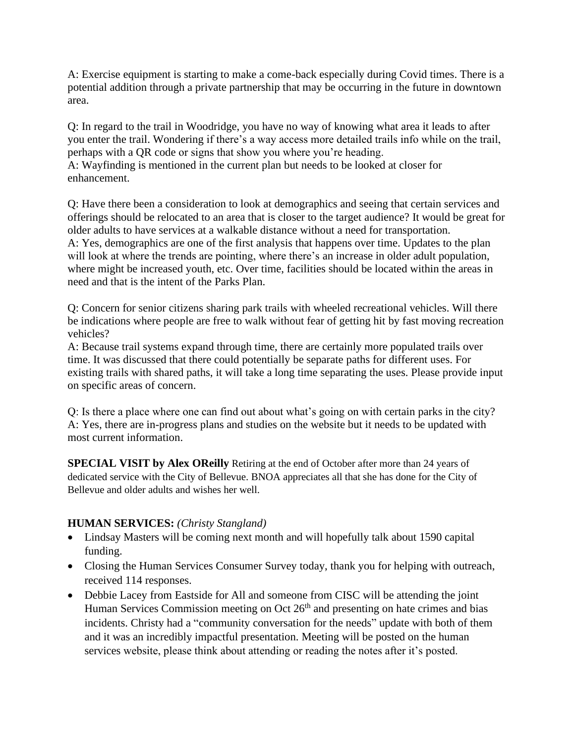A: Exercise equipment is starting to make a come-back especially during Covid times. There is a potential addition through a private partnership that may be occurring in the future in downtown area.

Q: In regard to the trail in Woodridge, you have no way of knowing what area it leads to after you enter the trail. Wondering if there's a way access more detailed trails info while on the trail, perhaps with a QR code or signs that show you where you're heading.
A: Wayfinding is mentioned in the current plan but needs to be looked at closer for enhancement.

Q: Have there been a consideration to look at demographics and seeing that certain services and offerings should be relocated to an area that is closer to the target audience? It would be great for older adults to have services at a walkable distance without a need for transportation.
A: Yes, demographics are one of the first analysis that happens over time. Updates to the plan will look at where the trends are pointing, where there's an increase in older adult population, where might be increased youth, etc. Over time, facilities should be located within the areas in need and that is the intent of the Parks Plan.

Q: Concern for senior citizens sharing park trails with wheeled recreational vehicles. Will there be indications where people are free to walk without fear of getting hit by fast moving recreation vehicles?
A: Because trail systems expand through time, there are certainly more populated trails over time. It was discussed that there could potentially be separate paths for different uses. For existing trails with shared paths, it will take a long time separating the uses. Please provide input on specific areas of concern.

Q: Is there a place where one can find out about what's going on with certain parks in the city?
A: Yes, there are in-progress plans and studies on the website but it needs to be updated with most current information.

**SPECIAL VISIT by Alex OReilly** Retiring at the end of October after more than 24 years of dedicated service with the City of Bellevue. BNOA appreciates all that she has done for the City of Bellevue and older adults and wishes her well.

**HUMAN SERVICES:** *(Christy Stangland)*

- Lindsay Masters will be coming next month and will hopefully talk about 1590 capital funding.
- Closing the Human Services Consumer Survey today, thank you for helping with outreach, received 114 responses.
- Debbie Lacey from Eastside for All and someone from CISC will be attending the joint Human Services Commission meeting on Oct 26th and presenting on hate crimes and bias incidents. Christy had a "community conversation for the needs" update with both of them and it was an incredibly impactful presentation. Meeting will be posted on the human services website, please think about attending or reading the notes after it's posted.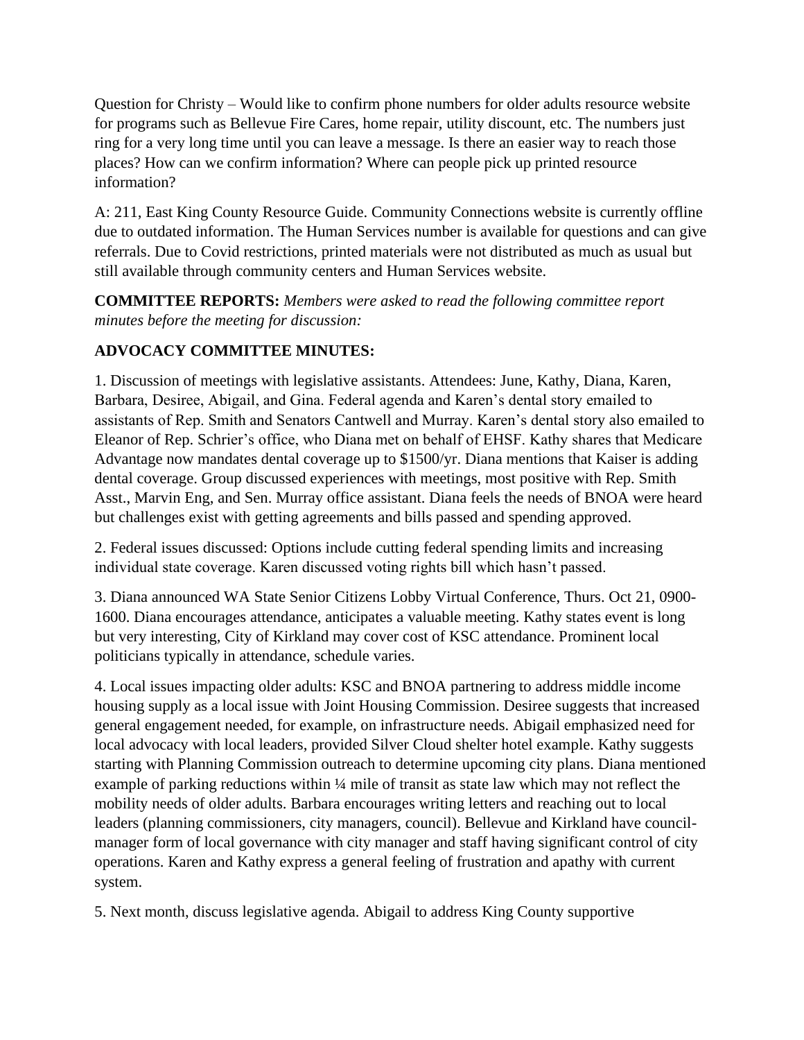Question for Christy – Would like to confirm phone numbers for older adults resource website for programs such as Bellevue Fire Cares, home repair, utility discount, etc. The numbers just ring for a very long time until you can leave a message. Is there an easier way to reach those places? How can we confirm information? Where can people pick up printed resource information?

A: 211, East King County Resource Guide. Community Connections website is currently offline due to outdated information. The Human Services number is available for questions and can give referrals. Due to Covid restrictions, printed materials were not distributed as much as usual but still available through community centers and Human Services website.

**COMMITTEE REPORTS:** *Members were asked to read the following committee report minutes before the meeting for discussion:*

**ADVOCACY COMMITTEE MINUTES:**

1. Discussion of meetings with legislative assistants. Attendees: June, Kathy, Diana, Karen, Barbara, Desiree, Abigail, and Gina. Federal agenda and Karen's dental story emailed to assistants of Rep. Smith and Senators Cantwell and Murray. Karen's dental story also emailed to Eleanor of Rep. Schrier's office, who Diana met on behalf of EHSF. Kathy shares that Medicare Advantage now mandates dental coverage up to $1500/yr. Diana mentions that Kaiser is adding dental coverage. Group discussed experiences with meetings, most positive with Rep. Smith Asst., Marvin Eng, and Sen. Murray office assistant. Diana feels the needs of BNOA were heard but challenges exist with getting agreements and bills passed and spending approved.

2. Federal issues discussed: Options include cutting federal spending limits and increasing individual state coverage. Karen discussed voting rights bill which hasn't passed.

3. Diana announced WA State Senior Citizens Lobby Virtual Conference, Thurs. Oct 21, 0900-1600. Diana encourages attendance, anticipates a valuable meeting. Kathy states event is long but very interesting, City of Kirkland may cover cost of KSC attendance. Prominent local politicians typically in attendance, schedule varies.

4. Local issues impacting older adults: KSC and BNOA partnering to address middle income housing supply as a local issue with Joint Housing Commission. Desiree suggests that increased general engagement needed, for example, on infrastructure needs. Abigail emphasized need for local advocacy with local leaders, provided Silver Cloud shelter hotel example. Kathy suggests starting with Planning Commission outreach to determine upcoming city plans. Diana mentioned example of parking reductions within ¼ mile of transit as state law which may not reflect the mobility needs of older adults. Barbara encourages writing letters and reaching out to local leaders (planning commissioners, city managers, council). Bellevue and Kirkland have council-manager form of local governance with city manager and staff having significant control of city operations. Karen and Kathy express a general feeling of frustration and apathy with current system.

5. Next month, discuss legislative agenda. Abigail to address King County supportive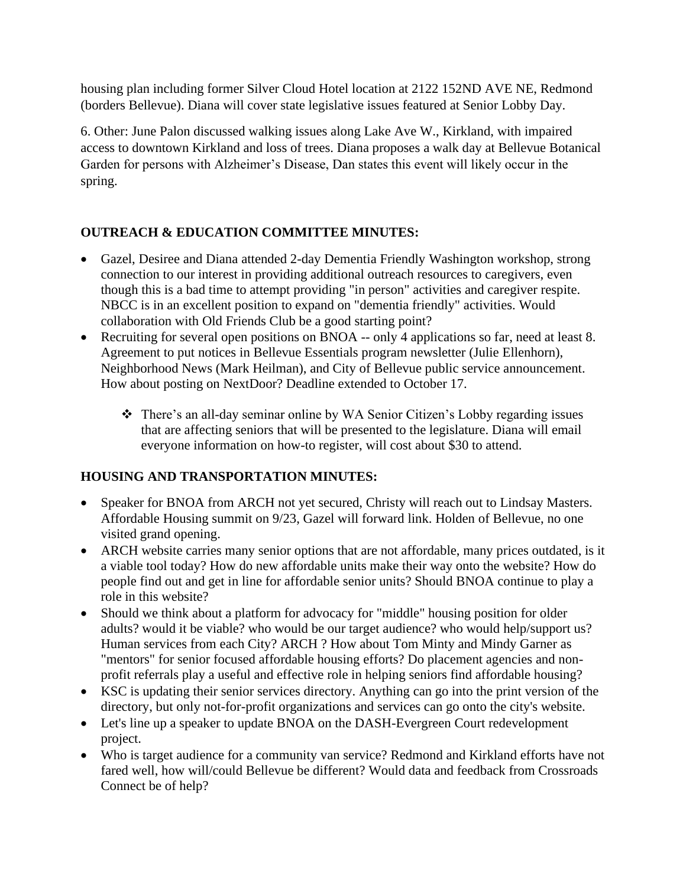housing plan including former Silver Cloud Hotel location at 2122 152ND AVE NE, Redmond (borders Bellevue). Diana will cover state legislative issues featured at Senior Lobby Day.

6. Other: June Palon discussed walking issues along Lake Ave W., Kirkland, with impaired access to downtown Kirkland and loss of trees. Diana proposes a walk day at Bellevue Botanical Garden for persons with Alzheimer's Disease, Dan states this event will likely occur in the spring.

**OUTREACH & EDUCATION COMMITTEE MINUTES:**

- Gazel, Desiree and Diana attended 2-day Dementia Friendly Washington workshop, strong connection to our interest in providing additional outreach resources to caregivers, even though this is a bad time to attempt providing "in person" activities and caregiver respite. NBCC is in an excellent position to expand on "dementia friendly" activities. Would collaboration with Old Friends Club be a good starting point?
- Recruiting for several open positions on BNOA -- only 4 applications so far, need at least 8. Agreement to put notices in Bellevue Essentials program newsletter (Julie Ellenhorn), Neighborhood News (Mark Heilman), and City of Bellevue public service announcement. How about posting on NextDoor? Deadline extended to October 17.
    - There's an all-day seminar online by WA Senior Citizen's Lobby regarding issues that are affecting seniors that will be presented to the legislature. Diana will email everyone information on how-to register, will cost about $30 to attend.

**HOUSING AND TRANSPORTATION MINUTES:**

- Speaker for BNOA from ARCH not yet secured, Christy will reach out to Lindsay Masters. Affordable Housing summit on 9/23, Gazel will forward link. Holden of Bellevue, no one visited grand opening.
- ARCH website carries many senior options that are not affordable, many prices outdated, is it a viable tool today? How do new affordable units make their way onto the website? How do people find out and get in line for affordable senior units? Should BNOA continue to play a role in this website?
- Should we think about a platform for advocacy for "middle" housing position for older adults? would it be viable? who would be our target audience? who would help/support us? Human services from each City? ARCH ? How about Tom Minty and Mindy Garner as "mentors" for senior focused affordable housing efforts? Do placement agencies and non-profit referrals play a useful and effective role in helping seniors find affordable housing?
- KSC is updating their senior services directory. Anything can go into the print version of the directory, but only not-for-profit organizations and services can go onto the city's website.
- Let's line up a speaker to update BNOA on the DASH-Evergreen Court redevelopment project.
- Who is target audience for a community van service? Redmond and Kirkland efforts have not fared well, how will/could Bellevue be different? Would data and feedback from Crossroads Connect be of help?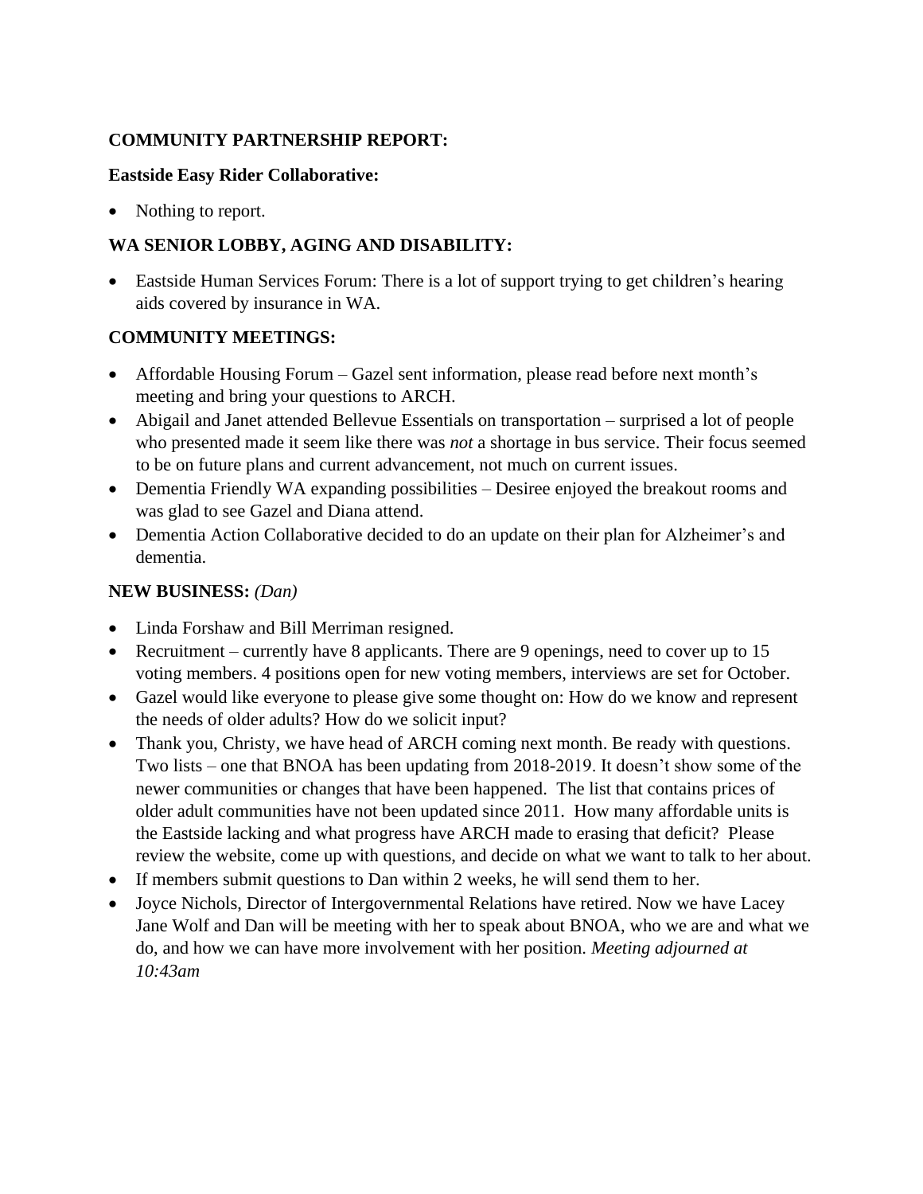**COMMUNITY PARTNERSHIP REPORT:**

**Eastside Easy Rider Collaborative:**

- Nothing to report.

**WA SENIOR LOBBY, AGING AND DISABILITY:**

- Eastside Human Services Forum: There is a lot of support trying to get children's hearing aids covered by insurance in WA.

**COMMUNITY MEETINGS:**

- Affordable Housing Forum – Gazel sent information, please read before next month's meeting and bring your questions to ARCH.
- Abigail and Janet attended Bellevue Essentials on transportation – surprised a lot of people who presented made it seem like there was *not* a shortage in bus service. Their focus seemed to be on future plans and current advancement, not much on current issues.
- Dementia Friendly WA expanding possibilities – Desiree enjoyed the breakout rooms and was glad to see Gazel and Diana attend.
- Dementia Action Collaborative decided to do an update on their plan for Alzheimer's and dementia.

**NEW BUSINESS:** *(Dan)*

- Linda Forshaw and Bill Merriman resigned.
- Recruitment – currently have 8 applicants. There are 9 openings, need to cover up to 15 voting members. 4 positions open for new voting members, interviews are set for October.
- Gazel would like everyone to please give some thought on: How do we know and represent the needs of older adults? How do we solicit input?
- Thank you, Christy, we have head of ARCH coming next month. Be ready with questions. Two lists – one that BNOA has been updating from 2018-2019. It doesn't show some of the newer communities or changes that have been happened. The list that contains prices of older adult communities have not been updated since 2011. How many affordable units is the Eastside lacking and what progress have ARCH made to erasing that deficit? Please review the website, come up with questions, and decide on what we want to talk to her about.
- If members submit questions to Dan within 2 weeks, he will send them to her.
- Joyce Nichols, Director of Intergovernmental Relations have retired. Now we have Lacey Jane Wolf and Dan will be meeting with her to speak about BNOA, who we are and what we do, and how we can have more involvement with her position. *Meeting adjourned at 10:43am*